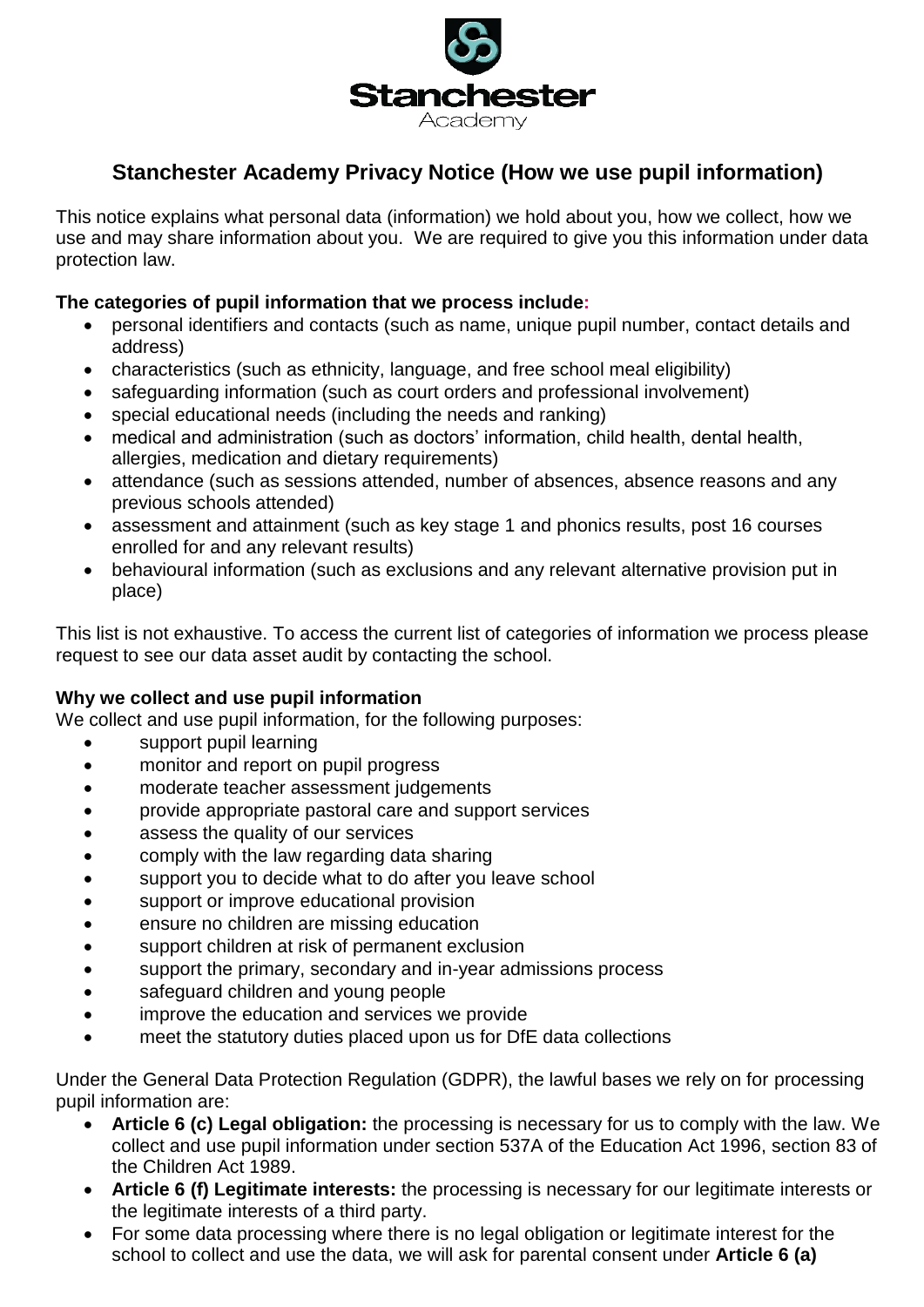Stanchester

Academy

# Stanchester Academy Privacy Notice (How we use pupil information)

This notice explains what personal data (information) we hold about you, how we collect, how we use and may share information about you. We are required to give you this information under data protection law.

**The categories of pupil information that we process include:**

- personal identifiers and contacts (such as name, unique pupil number, contact details and address)
- characteristics (such as ethnicity, language, and free school meal eligibility)
- safeguarding information (such as court orders and professional involvement)
- special educational needs (including the needs and ranking)
- medical and administration (such as doctors' information, child health, dental health, allergies, medication and dietary requirements)
- attendance (such as sessions attended, number of absences, absence reasons and any previous schools attended)
- assessment and attainment (such as key stage 1 and phonics results, post 16 courses enrolled for and any relevant results)
- behavioural information (such as exclusions and any relevant alternative provision put in place)

This list is not exhaustive. To access the current list of categories of information we process please request to see our data asset audit by contacting the school.

**Why we collect and use pupil information**

We collect and use pupil information, for the following purposes:

- support pupil learning
- monitor and report on pupil progress
- moderate teacher assessment judgements
- provide appropriate pastoral care and support services
- assess the quality of our services
- comply with the law regarding data sharing
- support you to decide what to do after you leave school
- support or improve educational provision
- ensure no children are missing education
- support children at risk of permanent exclusion
- support the primary, secondary and in-year admissions process
- safeguard children and young people
- improve the education and services we provide
- meet the statutory duties placed upon us for DfE data collections

Under the General Data Protection Regulation (GDPR), the lawful bases we rely on for processing pupil information are:

- **Article 6 (c) Legal obligation:** the processing is necessary for us to comply with the law. We collect and use pupil information under section 537A of the Education Act 1996, section 83 of the Children Act 1989.
- **Article 6 (f) Legitimate interests:** the processing is necessary for our legitimate interests or the legitimate interests of a third party.
- For some data processing where there is no legal obligation or legitimate interest for the school to collect and use the data, we will ask for parental consent under **Article 6 (a)**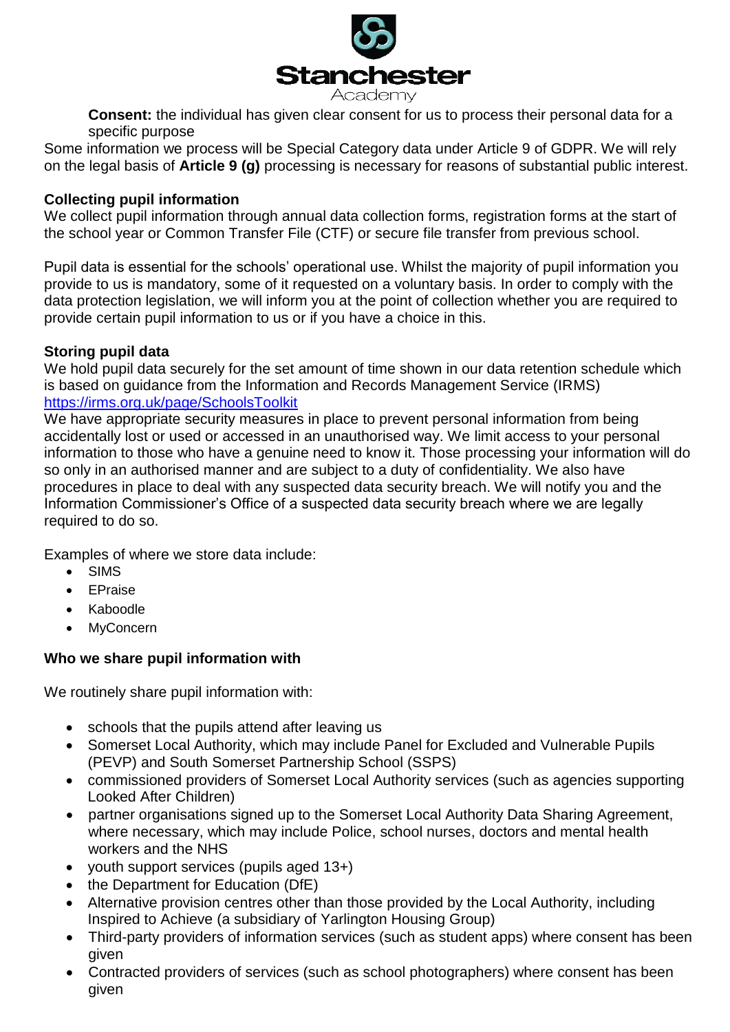**Consent:** the individual has given clear consent for us to process their personal data for a specific purpose

Some information we process will be Special Category data under Article 9 of GDPR. We will rely on the legal basis of **Article 9 (g)** processing is necessary for reasons of substantial public interest.

**Collecting pupil information**

We collect pupil information through annual data collection forms, registration forms at the start of the school year or Common Transfer File (CTF) or secure file transfer from previous school.

Pupil data is essential for the schools' operational use. Whilst the majority of pupil information you provide to us is mandatory, some of it requested on a voluntary basis. In order to comply with the data protection legislation, we will inform you at the point of collection whether you are required to provide certain pupil information to us or if you have a choice in this.

**Storing pupil data**

We hold pupil data securely for the set amount of time shown in our data retention schedule which is based on guidance from the Information and Records Management Service (IRMS) https://irms.org.uk/page/SchoolsToolkit

We have appropriate security measures in place to prevent personal information from being accidentally lost or used or accessed in an unauthorised way. We limit access to your personal information to those who have a genuine need to know it. Those processing your information will do so only in an authorised manner and are subject to a duty of confidentiality. We also have procedures in place to deal with any suspected data security breach. We will notify you and the Information Commissioner's Office of a suspected data security breach where we are legally required to do so.

Examples of where we store data include:

- SIMS
- EPraise
- Kaboodle
- MyConcern

**Who we share pupil information with**

We routinely share pupil information with:

- schools that the pupils attend after leaving us
- Somerset Local Authority, which may include Panel for Excluded and Vulnerable Pupils (PEVP) and South Somerset Partnership School (SSPS)
- commissioned providers of Somerset Local Authority services (such as agencies supporting Looked After Children)
- partner organisations signed up to the Somerset Local Authority Data Sharing Agreement, where necessary, which may include Police, school nurses, doctors and mental health workers and the NHS
- youth support services (pupils aged 13+)
- the Department for Education (DfE)
- Alternative provision centres other than those provided by the Local Authority, including Inspired to Achieve (a subsidiary of Yarlington Housing Group)
- Third-party providers of information services (such as student apps) where consent has been given
- Contracted providers of services (such as school photographers) where consent has been given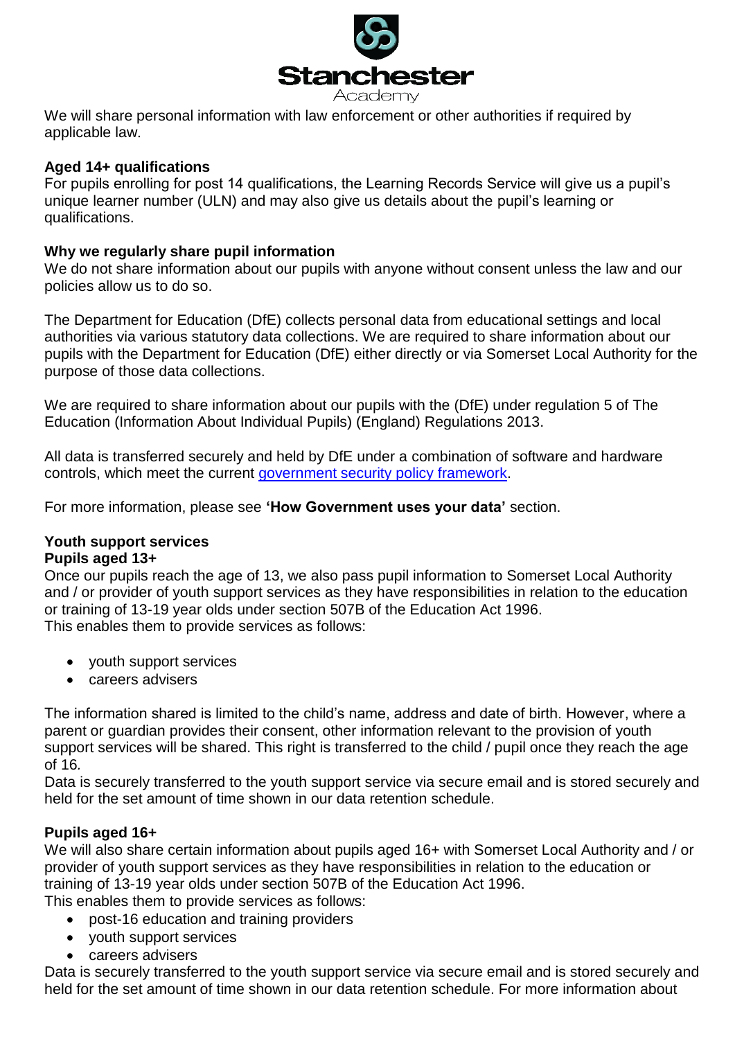We will share personal information with law enforcement or other authorities if required by applicable law.

**Aged 14+ qualifications**

For pupils enrolling for post 14 qualifications, the Learning Records Service will give us a pupil's unique learner number (ULN) and may also give us details about the pupil's learning or qualifications.

**Why we regularly share pupil information**

We do not share information about our pupils with anyone without consent unless the law and our policies allow us to do so.

The Department for Education (DfE) collects personal data from educational settings and local authorities via various statutory data collections. We are required to share information about our pupils with the Department for Education (DfE) either directly or via Somerset Local Authority for the purpose of those data collections.

We are required to share information about our pupils with the (DfE) under regulation 5 of The Education (Information About Individual Pupils) (England) Regulations 2013.

All data is transferred securely and held by DfE under a combination of software and hardware controls, which meet the current government security policy framework.

For more information, please see **'How Government uses your data'** section.

**Youth support services**

**Pupils aged 13+**

Once our pupils reach the age of 13, we also pass pupil information to Somerset Local Authority and / or provider of youth support services as they have responsibilities in relation to the education or training of 13-19 year olds under section 507B of the Education Act 1996.
This enables them to provide services as follows:

- youth support services
- careers advisers

The information shared is limited to the child's name, address and date of birth. However, where a parent or guardian provides their consent, other information relevant to the provision of youth support services will be shared. This right is transferred to the child / pupil once they reach the age of 16.
Data is securely transferred to the youth support service via secure email and is stored securely and held for the set amount of time shown in our data retention schedule.

**Pupils aged 16+**

We will also share certain information about pupils aged 16+ with Somerset Local Authority and / or provider of youth support services as they have responsibilities in relation to the education or training of 13-19 year olds under section 507B of the Education Act 1996.
This enables them to provide services as follows:

- post-16 education and training providers
- youth support services
- careers advisers

Data is securely transferred to the youth support service via secure email and is stored securely and held for the set amount of time shown in our data retention schedule. For more information about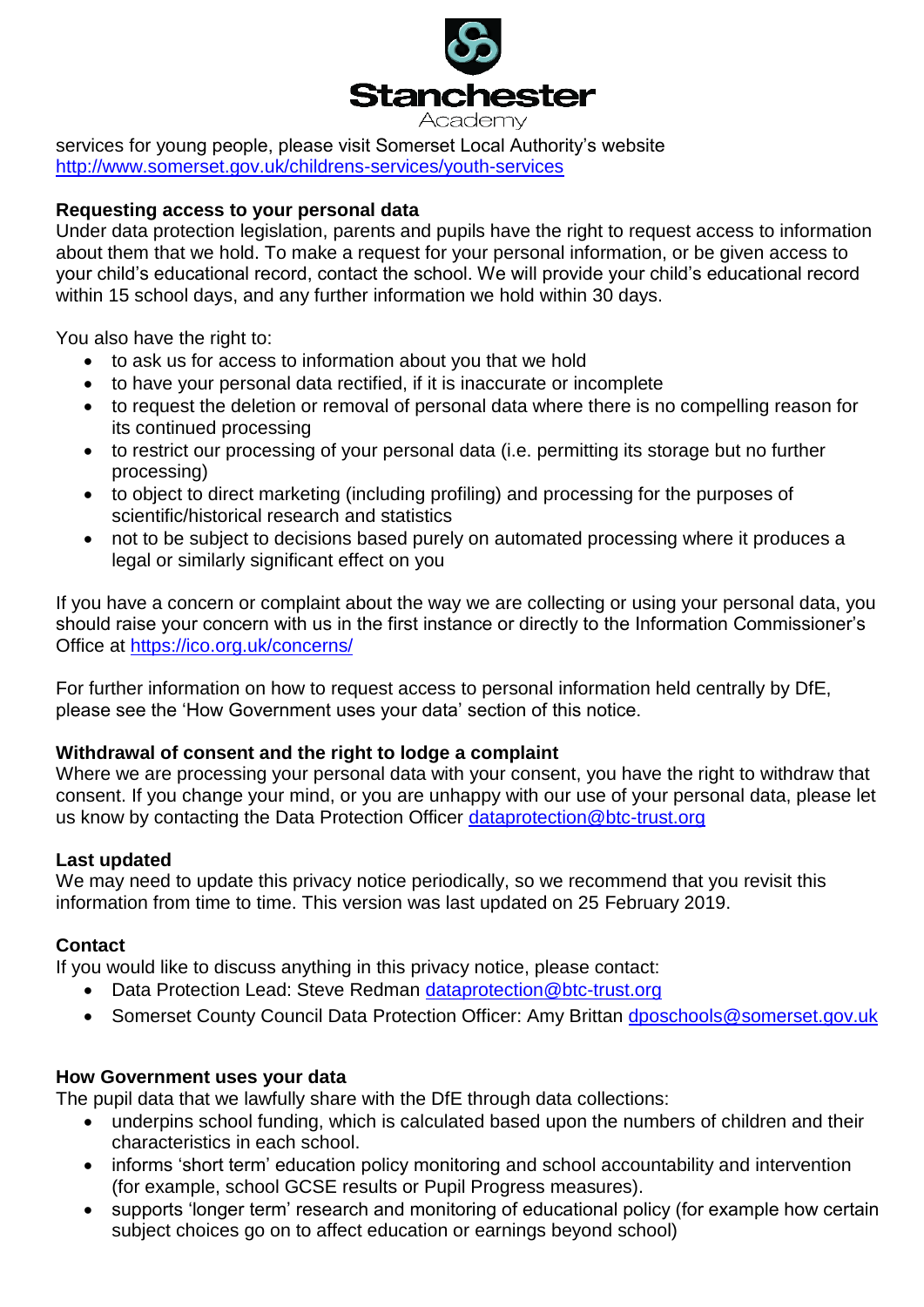services for young people, please visit Somerset Local Authority's website [http://www.somerset.gov.uk/childrens-services/youth-services](http://www.somerset.gov.uk/childrens-services/youth-services)

**Requesting access to your personal data**

Under data protection legislation, parents and pupils have the right to request access to information about them that we hold. To make a request for your personal information, or be given access to your child's educational record, contact the school. We will provide your child's educational record within 15 school days, and any further information we hold within 30 days.

You also have the right to:

- to ask us for access to information about you that we hold
- to have your personal data rectified, if it is inaccurate or incomplete
- to request the deletion or removal of personal data where there is no compelling reason for its continued processing
- to restrict our processing of your personal data (i.e. permitting its storage but no further processing)
- to object to direct marketing (including profiling) and processing for the purposes of scientific/historical research and statistics
- not to be subject to decisions based purely on automated processing where it produces a legal or similarly significant effect on you

If you have a concern or complaint about the way we are collecting or using your personal data, you should raise your concern with us in the first instance or directly to the Information Commissioner's Office at [https://ico.org.uk/concerns/](https://ico.org.uk/concerns/)

For further information on how to request access to personal information held centrally by DfE, please see the 'How Government uses your data' section of this notice.

**Withdrawal of consent and the right to lodge a complaint**

Where we are processing your personal data with your consent, you have the right to withdraw that consent. If you change your mind, or you are unhappy with our use of your personal data, please let us know by contacting the Data Protection Officer [dataprotection@btc-trust.org](mailto:dataprotection@btc-trust.org)

**Last updated**

We may need to update this privacy notice periodically, so we recommend that you revisit this information from time to time. This version was last updated on 25 February 2019.

**Contact**

If you would like to discuss anything in this privacy notice, please contact:

- Data Protection Lead: Steve Redman [dataprotection@btc-trust.org](mailto:dataprotection@btc-trust.org)
- Somerset County Council Data Protection Officer: Amy Brittan [dposchools@somerset.gov.uk](mailto:dposchools@somerset.gov.uk)

**How Government uses your data**

The pupil data that we lawfully share with the DfE through data collections:

- underpins school funding, which is calculated based upon the numbers of children and their characteristics in each school.
- informs 'short term' education policy monitoring and school accountability and intervention (for example, school GCSE results or Pupil Progress measures).
- supports 'longer term' research and monitoring of educational policy (for example how certain subject choices go on to affect education or earnings beyond school)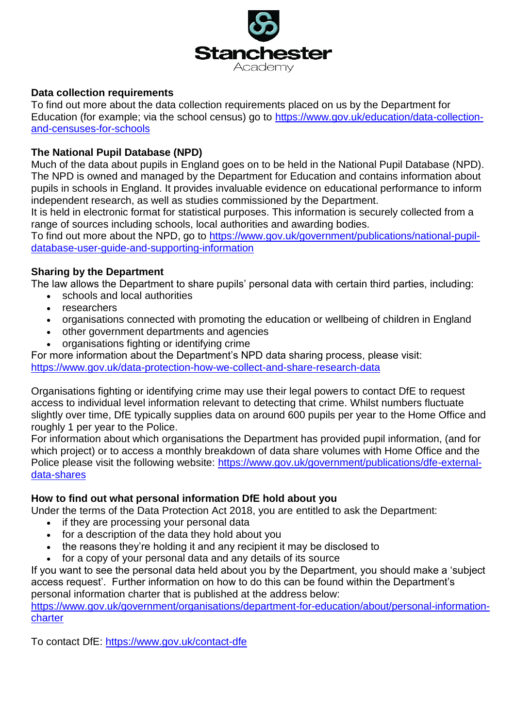### Data collection requirements

To find out more about the data collection requirements placed on us by the Department for Education (for example; via the school census) go to https://www.gov.uk/education/data-collection-and-censuses-for-schools

### The National Pupil Database (NPD)

Much of the data about pupils in England goes on to be held in the National Pupil Database (NPD). The NPD is owned and managed by the Department for Education and contains information about pupils in schools in England. It provides invaluable evidence on educational performance to inform independent research, as well as studies commissioned by the Department.

It is held in electronic format for statistical purposes. This information is securely collected from a range of sources including schools, local authorities and awarding bodies.

To find out more about the NPD, go to https://www.gov.uk/government/publications/national-pupil-database-user-guide-and-supporting-information

### Sharing by the Department

The law allows the Department to share pupils' personal data with certain third parties, including:

- schools and local authorities
- researchers
- organisations connected with promoting the education or wellbeing of children in England
- other government departments and agencies
- organisations fighting or identifying crime

For more information about the Department's NPD data sharing process, please visit: https://www.gov.uk/data-protection-how-we-collect-and-share-research-data

Organisations fighting or identifying crime may use their legal powers to contact DfE to request access to individual level information relevant to detecting that crime. Whilst numbers fluctuate slightly over time, DfE typically supplies data on around 600 pupils per year to the Home Office and roughly 1 per year to the Police.

For information about which organisations the Department has provided pupil information, (and for which project) or to access a monthly breakdown of data share volumes with Home Office and the Police please visit the following website: https://www.gov.uk/government/publications/dfe-external-data-shares

### How to find out what personal information DfE hold about you

Under the terms of the Data Protection Act 2018, you are entitled to ask the Department:

- if they are processing your personal data
- for a description of the data they hold about you
- the reasons they're holding it and any recipient it may be disclosed to
- for a copy of your personal data and any details of its source

If you want to see the personal data held about you by the Department, you should make a 'subject access request'. Further information on how to do this can be found within the Department's personal information charter that is published at the address below:
https://www.gov.uk/government/organisations/department-for-education/about/personal-information-charter

To contact DfE: https://www.gov.uk/contact-dfe